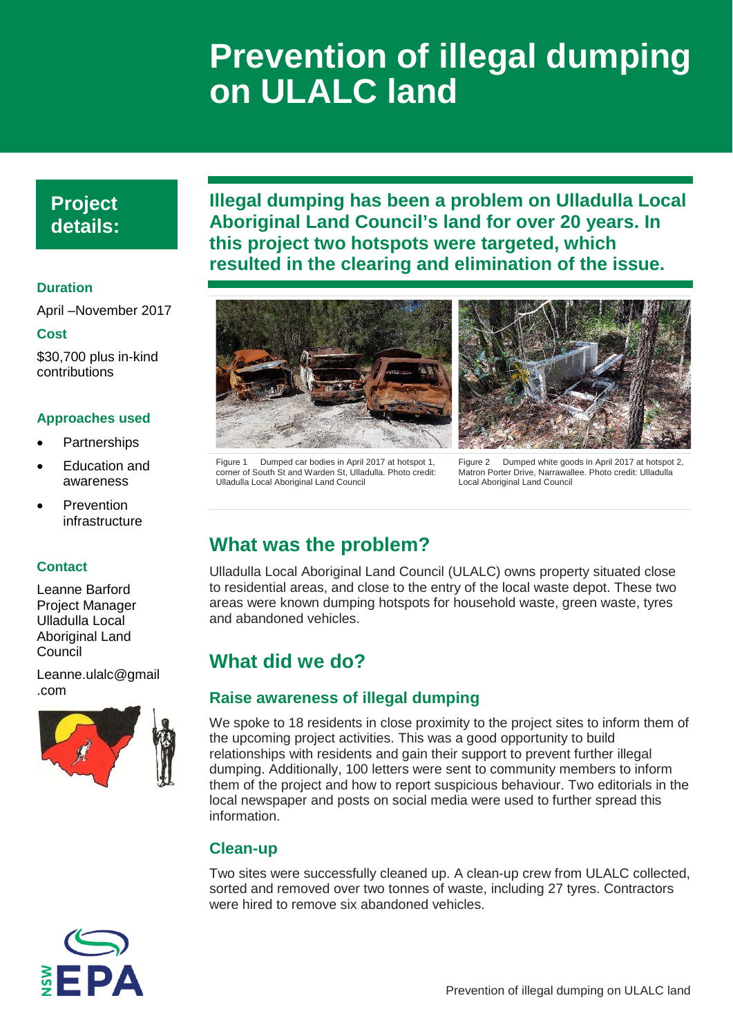# Prevention of illegal dumping on ULALC land

## Project details:

**Duration**

April –November 2017

**Cost**

$30,700 plus in-kind contributions

**Approaches used**

- Partnerships
- Education and awareness
- Prevention infrastructure

**Contact**

Leanne Barford
Project Manager
Ulladulla Local Aboriginal Land Council

Leanne.ulalc@gmail.com

**Illegal dumping has been a problem on Ulladulla Local Aboriginal Land Council's land for over 20 years. In this project two hotspots were targeted, which resulted in the clearing and elimination of the issue.**

Figure 1 Dumped car bodies in April 2017 at hotspot 1, corner of South St and Warden St, Ulladulla. Photo credit: Ulladulla Local Aboriginal Land Council

Figure 2 Dumped white goods in April 2017 at hotspot 2, Matron Porter Drive, Narrawallee. Photo credit: Ulladulla Local Aboriginal Land Council

## What was the problem?

Ulladulla Local Aboriginal Land Council (ULALC) owns property situated close to residential areas, and close to the entry of the local waste depot. These two areas were known dumping hotspots for household waste, green waste, tyres and abandoned vehicles.

## What did we do?

### Raise awareness of illegal dumping

We spoke to 18 residents in close proximity to the project sites to inform them of the upcoming project activities. This was a good opportunity to build relationships with residents and gain their support to prevent further illegal dumping. Additionally, 100 letters were sent to community members to inform them of the project and how to report suspicious behaviour. Two editorials in the local newspaper and posts on social media were used to further spread this information.

### Clean-up

Two sites were successfully cleaned up. A clean-up crew from ULALC collected, sorted and removed over two tonnes of waste, including 27 tyres. Contractors were hired to remove six abandoned vehicles.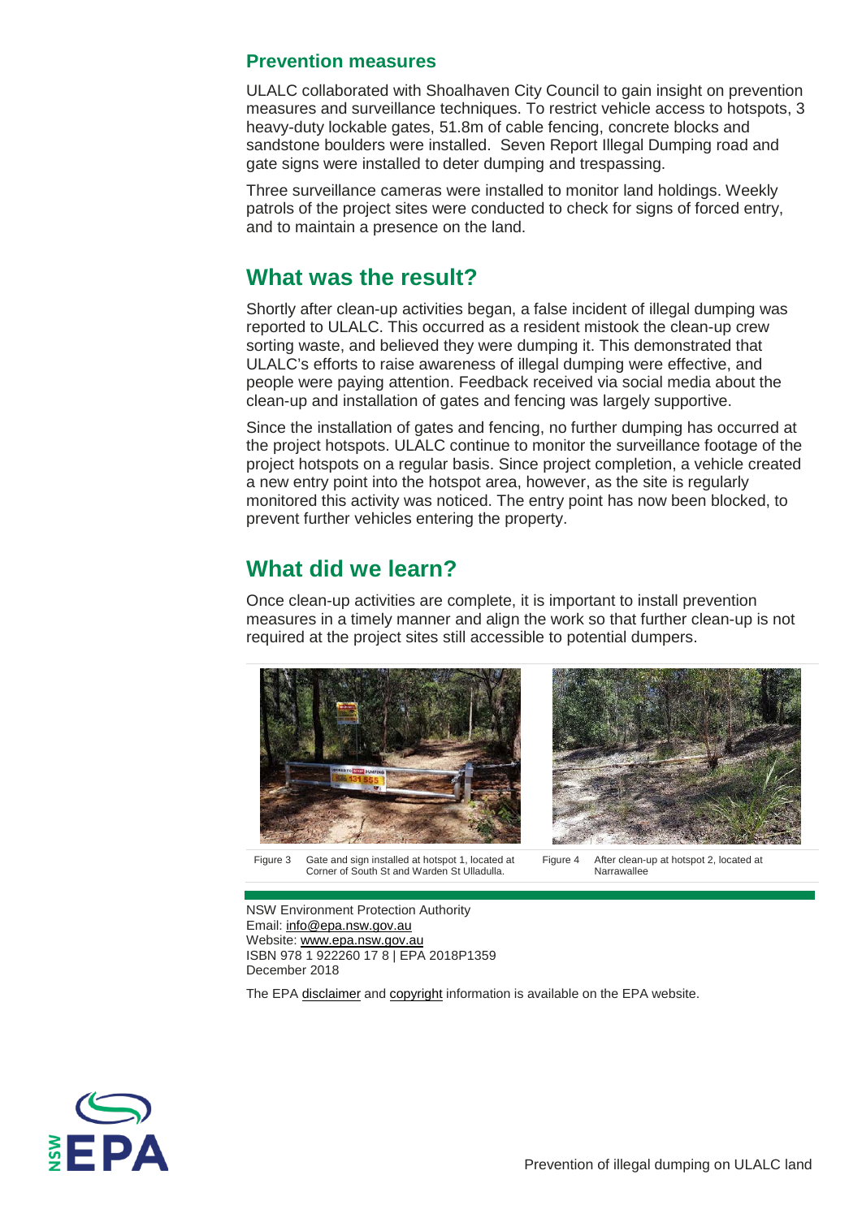### Prevention measures

ULALC collaborated with Shoalhaven City Council to gain insight on prevention measures and surveillance techniques. To restrict vehicle access to hotspots, 3 heavy-duty lockable gates, 51.8m of cable fencing, concrete blocks and sandstone boulders were installed. Seven Report Illegal Dumping road and gate signs were installed to deter dumping and trespassing.

Three surveillance cameras were installed to monitor land holdings. Weekly patrols of the project sites were conducted to check for signs of forced entry, and to maintain a presence on the land.

## What was the result?

Shortly after clean-up activities began, a false incident of illegal dumping was reported to ULALC. This occurred as a resident mistook the clean-up crew sorting waste, and believed they were dumping it. This demonstrated that ULALC's efforts to raise awareness of illegal dumping were effective, and people were paying attention. Feedback received via social media about the clean-up and installation of gates and fencing was largely supportive.

Since the installation of gates and fencing, no further dumping has occurred at the project hotspots. ULALC continue to monitor the surveillance footage of the project hotspots on a regular basis. Since project completion, a vehicle created a new entry point into the hotspot area, however, as the site is regularly monitored this activity was noticed. The entry point has now been blocked, to prevent further vehicles entering the property.

## What did we learn?

Once clean-up activities are complete, it is important to install prevention measures in a timely manner and align the work so that further clean-up is not required at the project sites still accessible to potential dumpers.

Figure 3 Gate and sign installed at hotspot 1, located at Corner of South St and Warden St Ulladulla.

Figure 4 After clean-up at hotspot 2, located at Narrawallee

NSW Environment Protection Authority
Email: info@epa.nsw.gov.au
Website: www.epa.nsw.gov.au
ISBN 978 1 922260 17 8 | EPA 2018P1359
December 2018

The EPA disclaimer and copyright information is available on the EPA website.